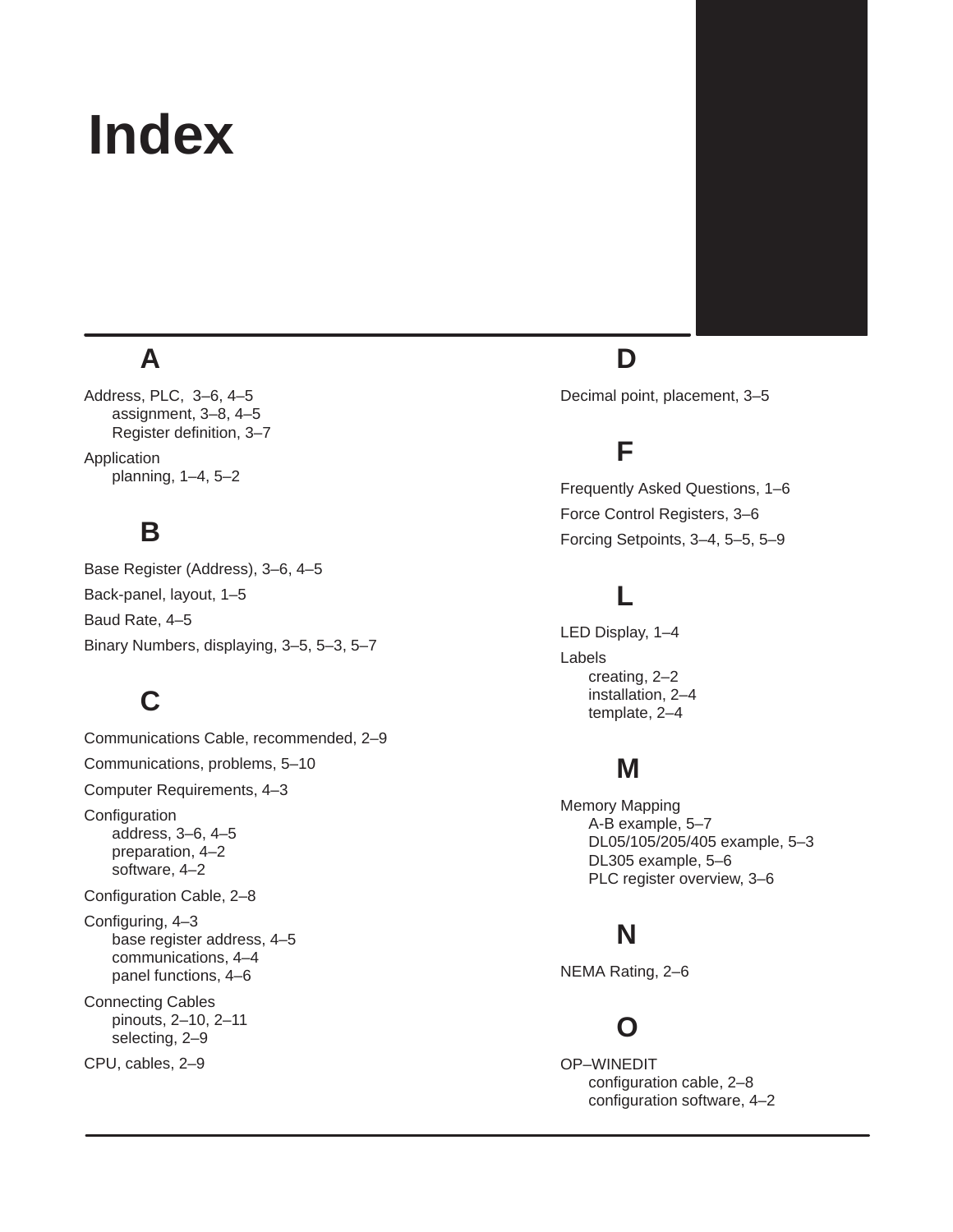# Index

## A

Address, PLC, 3–6, 4–5
- assignment, 3–8, 4–5
- Register definition, 3–7

Application
- planning, 1–4, 5–2

## B

Base Register (Address), 3–6, 4–5

Back-panel, layout, 1–5

Baud Rate, 4–5

Binary Numbers, displaying, 3–5, 5–3, 5–7

## C

Communications Cable, recommended, 2–9

Communications, problems, 5–10

Computer Requirements, 4–3

Configuration
- address, 3–6, 4–5
- preparation, 4–2
- software, 4–2

Configuration Cable, 2–8

Configuring, 4–3
- base register address, 4–5
- communications, 4–4
- panel functions, 4–6

Connecting Cables
- pinouts, 2–10, 2–11
- selecting, 2–9

CPU, cables, 2–9

## D

Decimal point, placement, 3–5

## F

Frequently Asked Questions, 1–6

Force Control Registers, 3–6

Forcing Setpoints, 3–4, 5–5, 5–9

## L

LED Display, 1–4

Labels
- creating, 2–2
- installation, 2–4
- template, 2–4

## M

Memory Mapping
- A-B example, 5–7
- DL05/105/205/405 example, 5–3
- DL305 example, 5–6
- PLC register overview, 3–6

## N

NEMA Rating, 2–6

## O

OP–WINEDIT
- configuration cable, 2–8
- configuration software, 4–2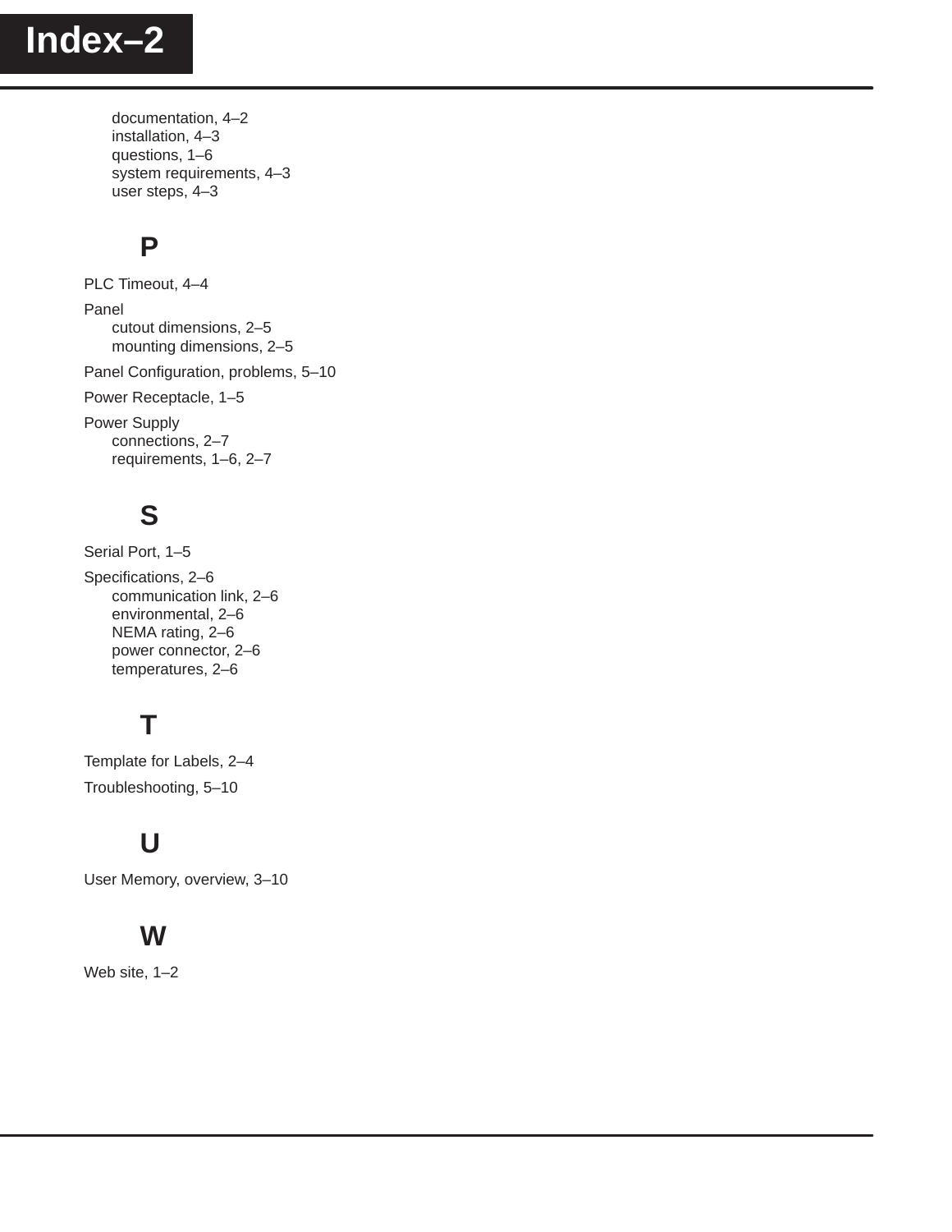documentation, 4–2
installation, 4–3
questions, 1–6
system requirements, 4–3
user steps, 4–3

## P

PLC Timeout, 4–4

Panel
cutout dimensions, 2–5
mounting dimensions, 2–5

Panel Configuration, problems, 5–10

Power Receptacle, 1–5

Power Supply
connections, 2–7
requirements, 1–6, 2–7

## S

Serial Port, 1–5

Specifications, 2–6
communication link, 2–6
environmental, 2–6
NEMA rating, 2–6
power connector, 2–6
temperatures, 2–6

## T

Template for Labels, 2–4

Troubleshooting, 5–10

## U

User Memory, overview, 3–10

## W

Web site, 1–2